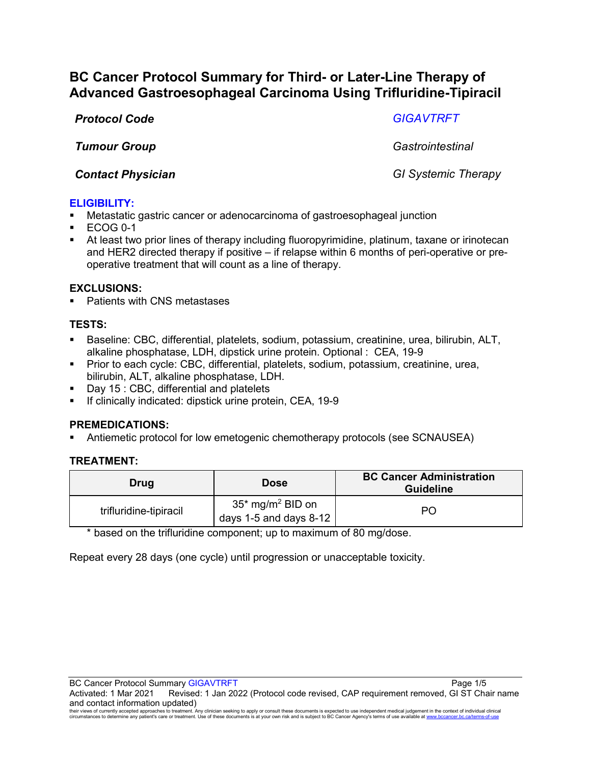# BC Cancer Protocol Summary for Third- or Later-Line Therapy of Advanced Gastroesophageal Carcinoma Using Trifluridine-Tipiracil

| | |
|---|---|
| ***Protocol Code*** | *GIGAVTRFT* |
| ***Tumour Group*** | *Gastrointestinal* |
| ***Contact Physician*** | *GI Systemic Therapy* |

## ELIGIBILITY:

- Metastatic gastric cancer or adenocarcinoma of gastroesophageal junction
- ECOG 0-1
- At least two prior lines of therapy including fluoropyrimidine, platinum, taxane or irinotecan and HER2 directed therapy if positive – if relapse within 6 months of peri-operative or pre-operative treatment that will count as a line of therapy.

## EXCLUSIONS:

- Patients with CNS metastases

## TESTS:

- Baseline: CBC, differential, platelets, sodium, potassium, creatinine, urea, bilirubin, ALT, alkaline phosphatase, LDH, dipstick urine protein. Optional : CEA, 19-9
- Prior to each cycle: CBC, differential, platelets, sodium, potassium, creatinine, urea, bilirubin, ALT, alkaline phosphatase, LDH.
- Day 15 : CBC, differential and platelets
- If clinically indicated: dipstick urine protein, CEA, 19-9

## PREMEDICATIONS:

- Antiemetic protocol for low emetogenic chemotherapy protocols (see SCNAUSEA)

## TREATMENT:

| Drug | Dose | BC Cancer Administration Guideline |
|---|---|---|
| trifluridine-tipiracil | 35* mg/m$^2$ BID on days 1-5 and days 8-12 | PO |

\* based on the trifluridine component; up to maximum of 80 mg/dose.

Repeat every 28 days (one cycle) until progression or unacceptable toxicity.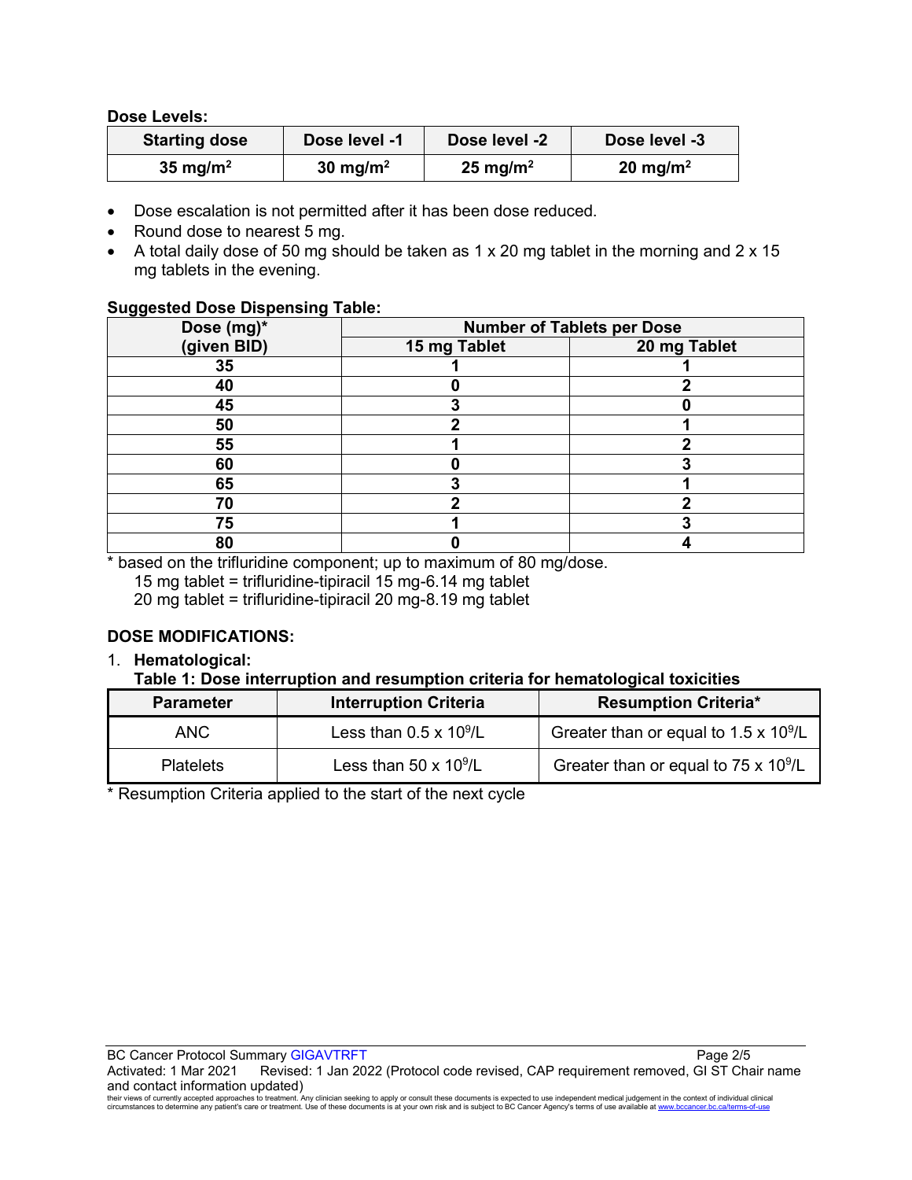**Dose Levels:**

| Starting dose | Dose level -1 | Dose level -2 | Dose level -3 |
|---|---|---|---|
| **35 mg/m$^2$** | **30 mg/m$^2$** | **25 mg/m$^2$** | **20 mg/m$^2$** |

- Dose escalation is not permitted after it has been dose reduced.
- Round dose to nearest 5 mg.
- A total daily dose of 50 mg should be taken as 1 x 20 mg tablet in the morning and 2 x 15 mg tablets in the evening.

**Suggested Dose Dispensing Table:**

| Dose (mg)* (given BID) | Number of Tablets per Dose | |
|---|---|---|
| | **15 mg Tablet** | **20 mg Tablet** |
| **35** | **1** | **1** |
| **40** | **0** | **2** |
| **45** | **3** | **0** |
| **50** | **2** | **1** |
| **55** | **1** | **2** |
| **60** | **0** | **3** |
| **65** | **3** | **1** |
| **70** | **2** | **2** |
| **75** | **1** | **3** |
| **80** | **0** | **4** |

\* based on the trifluridine component; up to maximum of 80 mg/dose.
15 mg tablet = trifluridine-tipiracil 15 mg-6.14 mg tablet
20 mg tablet = trifluridine-tipiracil 20 mg-8.19 mg tablet

**DOSE MODIFICATIONS:**

1. **Hematological:**

**Table 1: Dose interruption and resumption criteria for hematological toxicities**

| Parameter | Interruption Criteria | Resumption Criteria* |
|---|---|---|
| ANC | Less than 0.5 x 10$^9$/L | Greater than or equal to 1.5 x 10$^9$/L |
| Platelets | Less than 50 x 10$^9$/L | Greater than or equal to 75 x 10$^9$/L |

\* Resumption Criteria applied to the start of the next cycle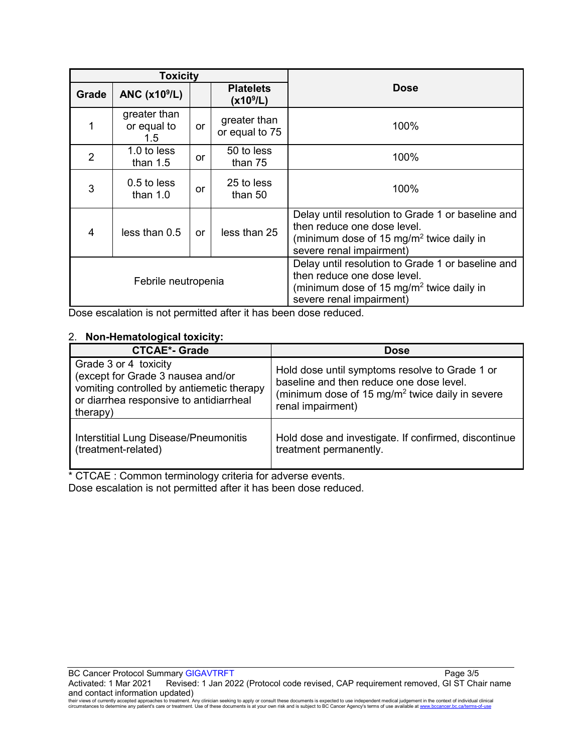| Toxicity | | | | Dose |
|---|---|---|---|---|
| Grade | ANC ($x10^9$/L) | | Platelets ($x10^9$/L) | |
| 1 | greater than or equal to 1.5 | or | greater than or equal to 75 | 100% |
| 2 | 1.0 to less than 1.5 | or | 50 to less than 75 | 100% |
| 3 | 0.5 to less than 1.0 | or | 25 to less than 50 | 100% |
| 4 | less than 0.5 | or | less than 25 | Delay until resolution to Grade 1 or baseline and then reduce one dose level. (minimum dose of 15 mg/m$^2$ twice daily in severe renal impairment) |
| Febrile neutropenia | | | | Delay until resolution to Grade 1 or baseline and then reduce one dose level. (minimum dose of 15 mg/m$^2$ twice daily in severe renal impairment) |

Dose escalation is not permitted after it has been dose reduced.

2. **Non-Hematological toxicity:**

| CTCAE*- Grade | Dose |
|---|---|
| Grade 3 or 4 toxicity (except for Grade 3 nausea and/or vomiting controlled by antiemetic therapy or diarrhea responsive to antidiarrheal therapy) | Hold dose until symptoms resolve to Grade 1 or baseline and then reduce one dose level. (minimum dose of 15 mg/m$^2$ twice daily in severe renal impairment) |
| Interstitial Lung Disease/Pneumonitis (treatment-related) | Hold dose and investigate. If confirmed, discontinue treatment permanently. |

* CTCAE : Common terminology criteria for adverse events.

Dose escalation is not permitted after it has been dose reduced.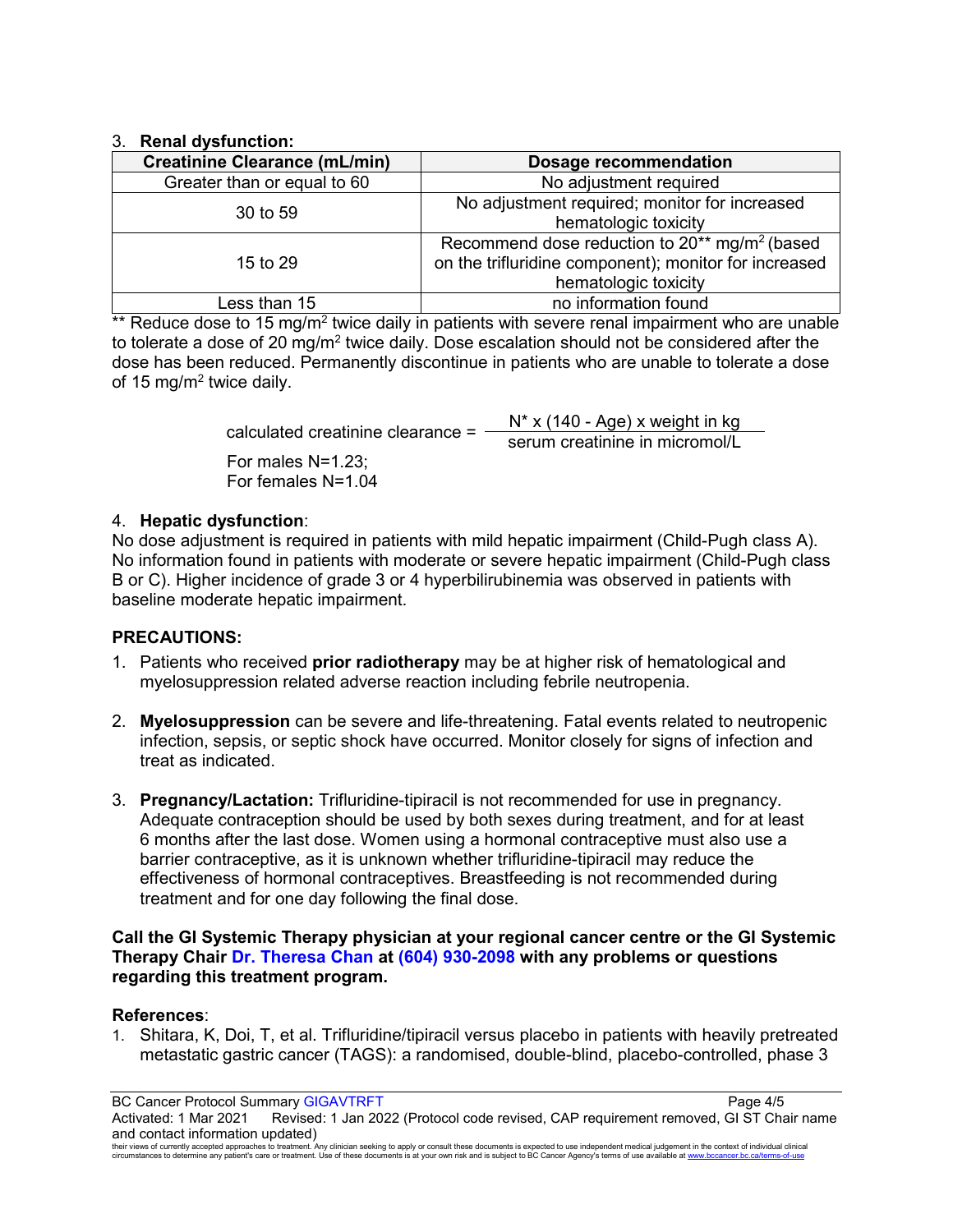3. **Renal dysfunction:**

| Creatinine Clearance (mL/min) | Dosage recommendation |
|---|---|
| Greater than or equal to 60 | No adjustment required |
| 30 to 59 | No adjustment required; monitor for increased hematologic toxicity |
| 15 to 29 | Recommend dose reduction to 20** mg/m$^2$ (based on the trifluridine component); monitor for increased hematologic toxicity |
| Less than 15 | no information found |

** Reduce dose to 15 mg/m$^2$ twice daily in patients with severe renal impairment who are unable to tolerate a dose of 20 mg/m$^2$ twice daily. Dose escalation should not be considered after the dose has been reduced. Permanently discontinue in patients who are unable to tolerate a dose of 15 mg/m$^2$ twice daily.

$$\text{calculated creatinine clearance} = \frac{N^* \times (140 - \text{Age}) \times \text{weight in kg}}{\text{serum creatinine in micromol/L}}$$

For males N=1.23;
For females N=1.04

4. **Hepatic dysfunction**:
No dose adjustment is required in patients with mild hepatic impairment (Child-Pugh class A). No information found in patients with moderate or severe hepatic impairment (Child-Pugh class B or C). Higher incidence of grade 3 or 4 hyperbilirubinemia was observed in patients with baseline moderate hepatic impairment.

**PRECAUTIONS:**

1. Patients who received **prior radiotherapy** may be at higher risk of hematological and myelosuppression related adverse reaction including febrile neutropenia.

2. **Myelosuppression** can be severe and life-threatening. Fatal events related to neutropenic infection, sepsis, or septic shock have occurred. Monitor closely for signs of infection and treat as indicated.

3. **Pregnancy/Lactation:** Trifluridine-tipiracil is not recommended for use in pregnancy. Adequate contraception should be used by both sexes during treatment, and for at least 6 months after the last dose. Women using a hormonal contraceptive must also use a barrier contraceptive, as it is unknown whether trifluridine-tipiracil may reduce the effectiveness of hormonal contraceptives. Breastfeeding is not recommended during treatment and for one day following the final dose.

**Call the GI Systemic Therapy physician at your regional cancer centre or the GI Systemic Therapy Chair Dr. Theresa Chan at (604) 930-2098 with any problems or questions regarding this treatment program.**

**References**:

1. Shitara, K, Doi, T, et al. Trifluridine/tipiracil versus placebo in patients with heavily pretreated metastatic gastric cancer (TAGS): a randomised, double-blind, placebo-controlled, phase 3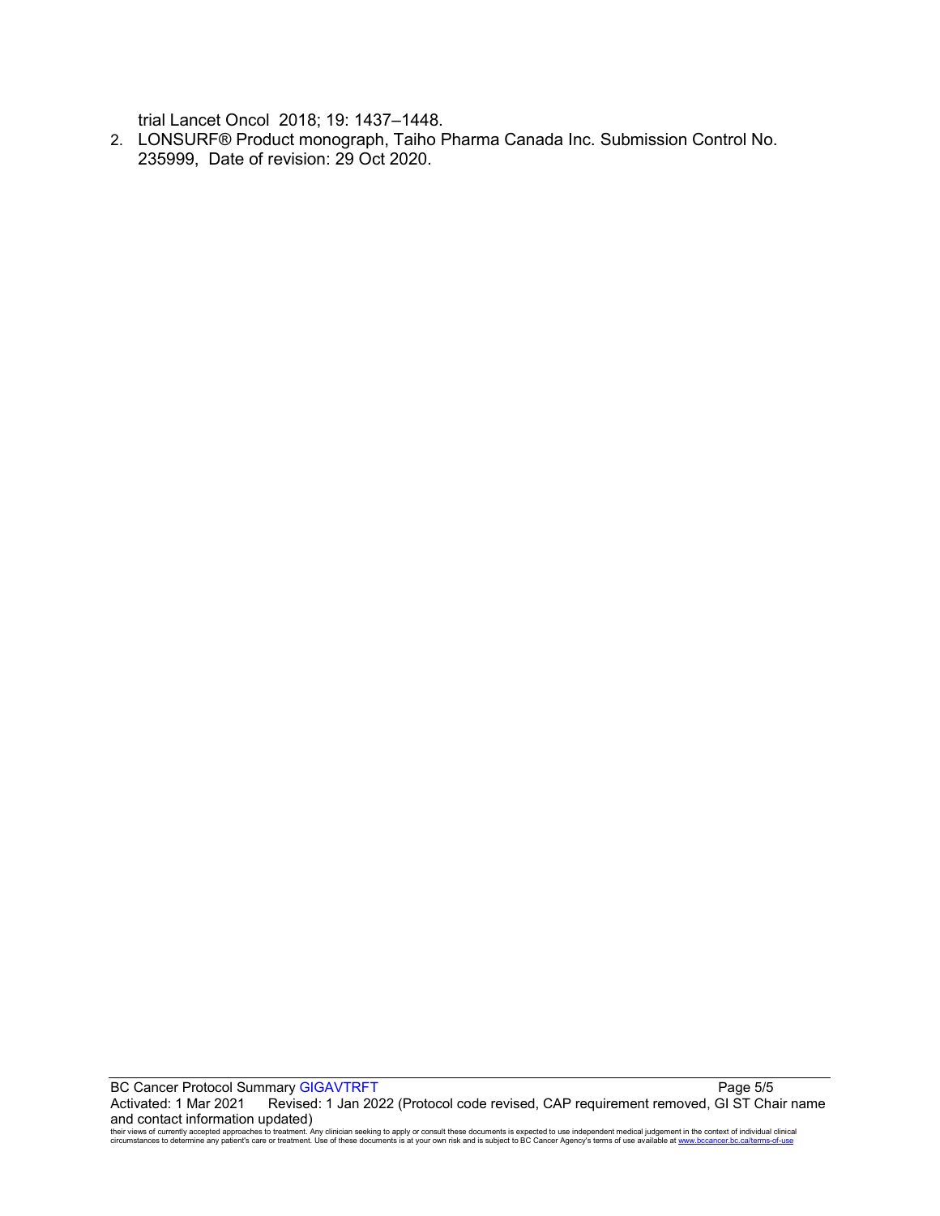trial Lancet Oncol 2018; 19: 1437–1448.

2. LONSURF® Product monograph, Taiho Pharma Canada Inc. Submission Control No. 235999, Date of revision: 29 Oct 2020.